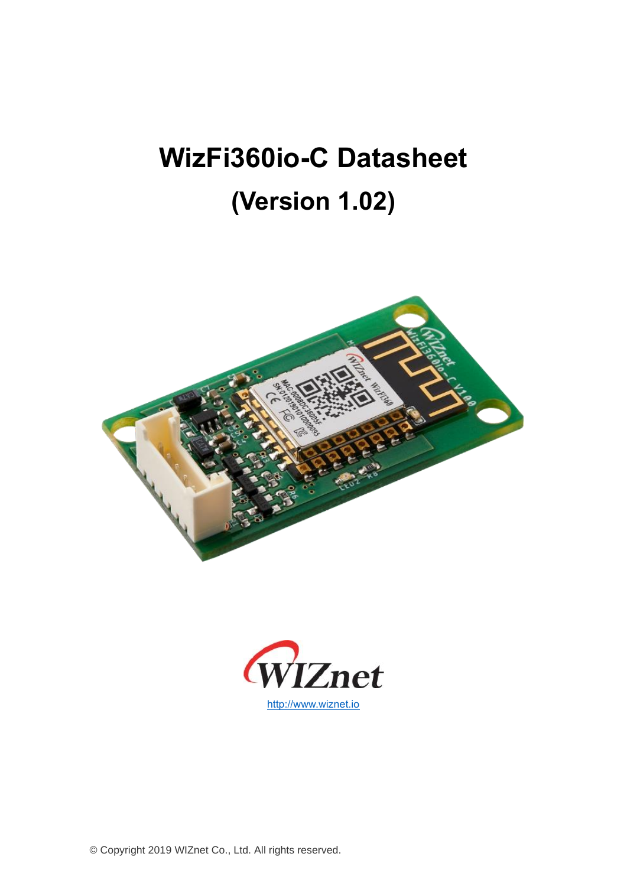# WizFi360io-C Datasheet

## (Version 1.02)

WIZnet

http://www.wiznet.io

© Copyright 2019 WIZnet Co., Ltd. All rights reserved.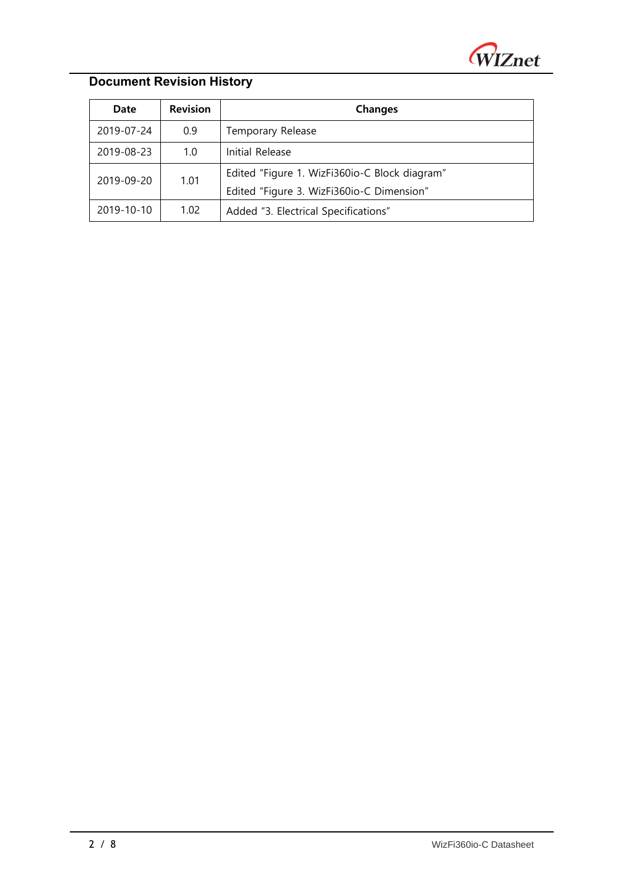# Document Revision History

| Date | Revision | Changes |
|---|---|---|
| 2019-07-24 | 0.9 | Temporary Release |
| 2019-08-23 | 1.0 | Initial Release |
| 2019-09-20 | 1.01 | Edited "Figure 1. WizFi360io-C Block diagram"<br>Edited "Figure 3. WizFi360io-C Dimension" |
| 2019-10-10 | 1.02 | Added "3. Electrical Specifications" |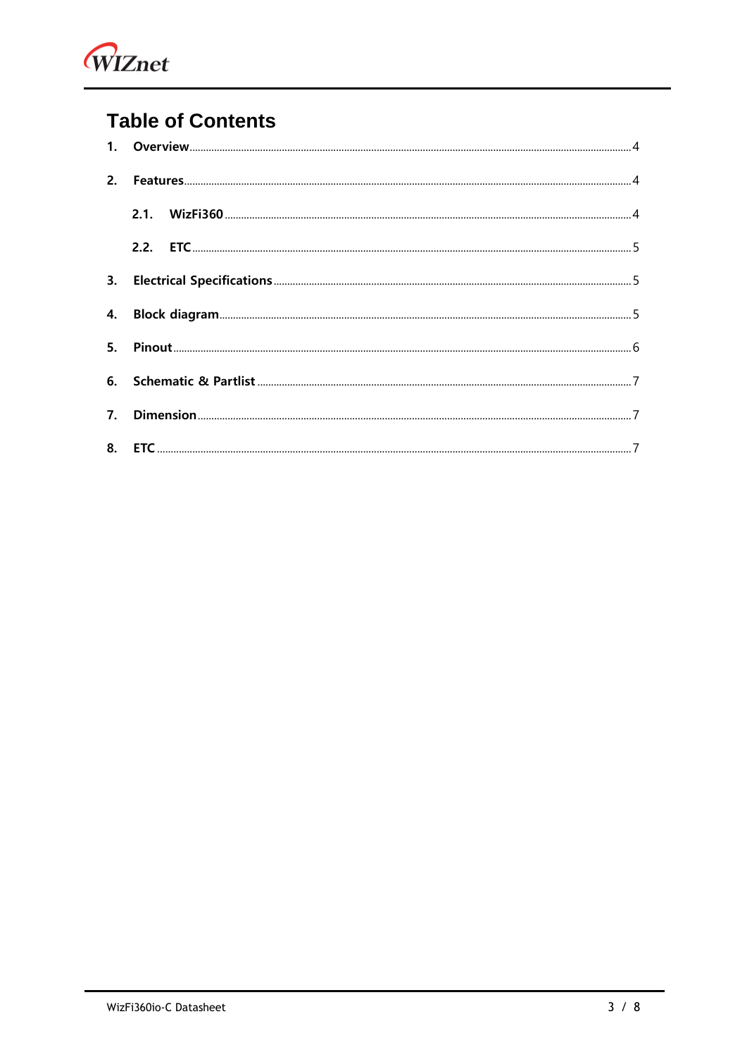# Table of Contents

1. **Overview** ..... 4
2. **Features** ..... 4
   - 2.1. **WizFi360** ..... 4
   - 2.2. **ETC** ..... 5
3. **Electrical Specifications** ..... 5
4. **Block diagram** ..... 5
5. **Pinout** ..... 6
6. **Schematic & Partlist** ..... 7
7. **Dimension** ..... 7
8. **ETC** ..... 7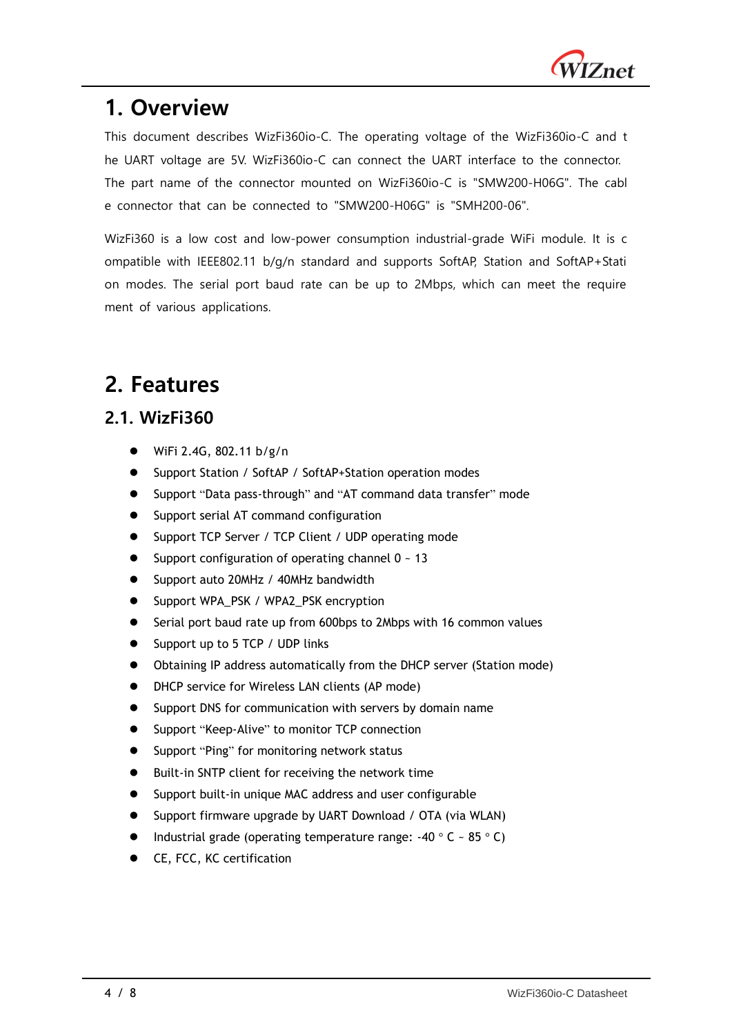# 1. Overview

This document describes WizFi360io-C. The operating voltage of the WizFi360io-C and the UART voltage are 5V. WizFi360io-C can connect the UART interface to the connector. The part name of the connector mounted on WizFi360io-C is "SMW200-H06G". The cable connector that can be connected to "SMW200-H06G" is "SMH200-06".

WizFi360 is a low cost and low-power consumption industrial-grade WiFi module. It is compatible with IEEE802.11 b/g/n standard and supports SoftAP, Station and SoftAP+Station modes. The serial port baud rate can be up to 2Mbps, which can meet the requirement of various applications.

# 2. Features

## 2.1. WizFi360

- WiFi 2.4G, 802.11 b/g/n
- Support Station / SoftAP / SoftAP+Station operation modes
- Support "Data pass-through" and "AT command data transfer" mode
- Support serial AT command configuration
- Support TCP Server / TCP Client / UDP operating mode
- Support configuration of operating channel 0 ~ 13
- Support auto 20MHz / 40MHz bandwidth
- Support WPA_PSK / WPA2_PSK encryption
- Serial port baud rate up from 600bps to 2Mbps with 16 common values
- Support up to 5 TCP / UDP links
- Obtaining IP address automatically from the DHCP server (Station mode)
- DHCP service for Wireless LAN clients (AP mode)
- Support DNS for communication with servers by domain name
- Support "Keep-Alive" to monitor TCP connection
- Support "Ping" for monitoring network status
- Built-in SNTP client for receiving the network time
- Support built-in unique MAC address and user configurable
- Support firmware upgrade by UART Download / OTA (via WLAN)
- Industrial grade (operating temperature range: -40 ° C ~ 85 ° C)
- CE, FCC, KC certification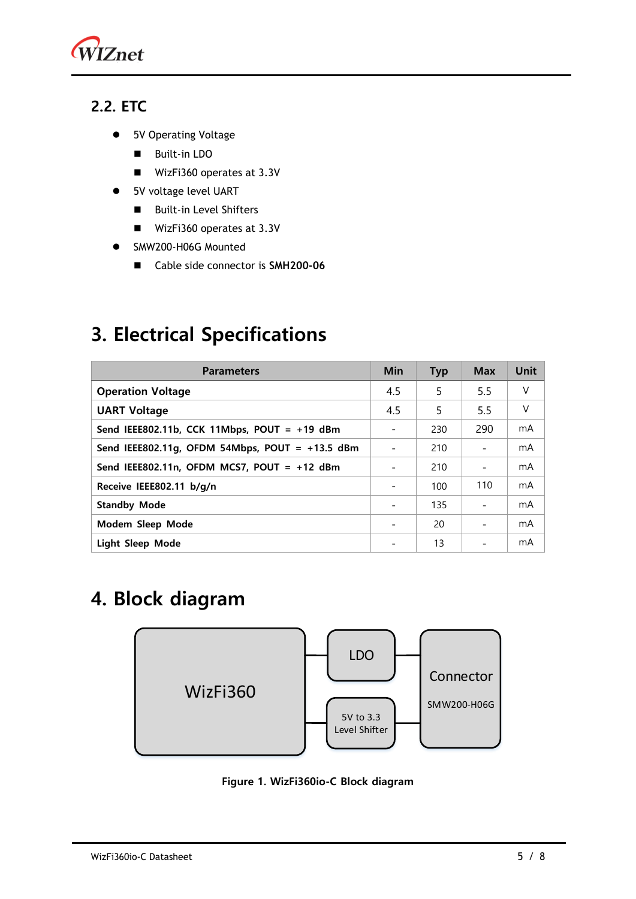## 2.2. ETC

- 5V Operating Voltage
  - Built-in LDO
  - WizFi360 operates at 3.3V
- 5V voltage level UART
  - Built-in Level Shifters
  - WizFi360 operates at 3.3V
- SMW200-H06G Mounted
  - Cable side connector is **SMH200-06**

# 3. Electrical Specifications

| Parameters | Min | Typ | Max | Unit |
|---|---|---|---|---|
| **Operation Voltage** | 4.5 | 5 | 5.5 | V |
| **UART Voltage** | 4.5 | 5 | 5.5 | V |
| **Send IEEE802.11b, CCK 11Mbps, POUT = +19 dBm** | - | 230 | 290 | mA |
| **Send IEEE802.11g, OFDM 54Mbps, POUT = +13.5 dBm** | - | 210 | - | mA |
| **Send IEEE802.11n, OFDM MCS7, POUT = +12 dBm** | - | 210 | - | mA |
| **Receive IEEE802.11 b/g/n** | - | 100 | 110 | mA |
| **Standby Mode** | - | 135 | - | mA |
| **Modem Sleep Mode** | - | 20 | - | mA |
| **Light Sleep Mode** | - | 13 | - | mA |

# 4. Block diagram

WizFi360

LDO

5V to 3.3
Level Shifter

Connector

SMW200-H06G

**Figure 1. WizFi360io-C Block diagram**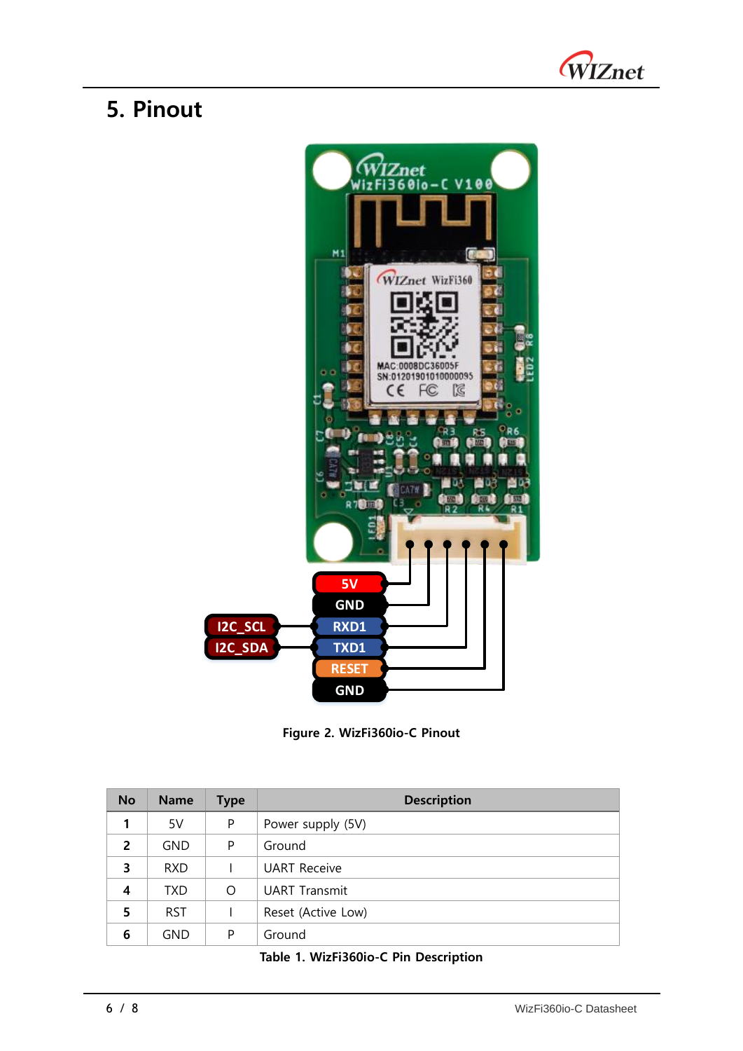# 5. Pinout

Figure 2. WizFi360io-C Pinout

| No | Name | Type | Description |
|---|---|---|---|
| 1 | 5V | P | Power supply (5V) |
| 2 | GND | P | Ground |
| 3 | RXD | I | UART Receive |
| 4 | TXD | O | UART Transmit |
| 5 | RST | I | Reset (Active Low) |
| 6 | GND | P | Ground |

Table 1. WizFi360io-C Pin Description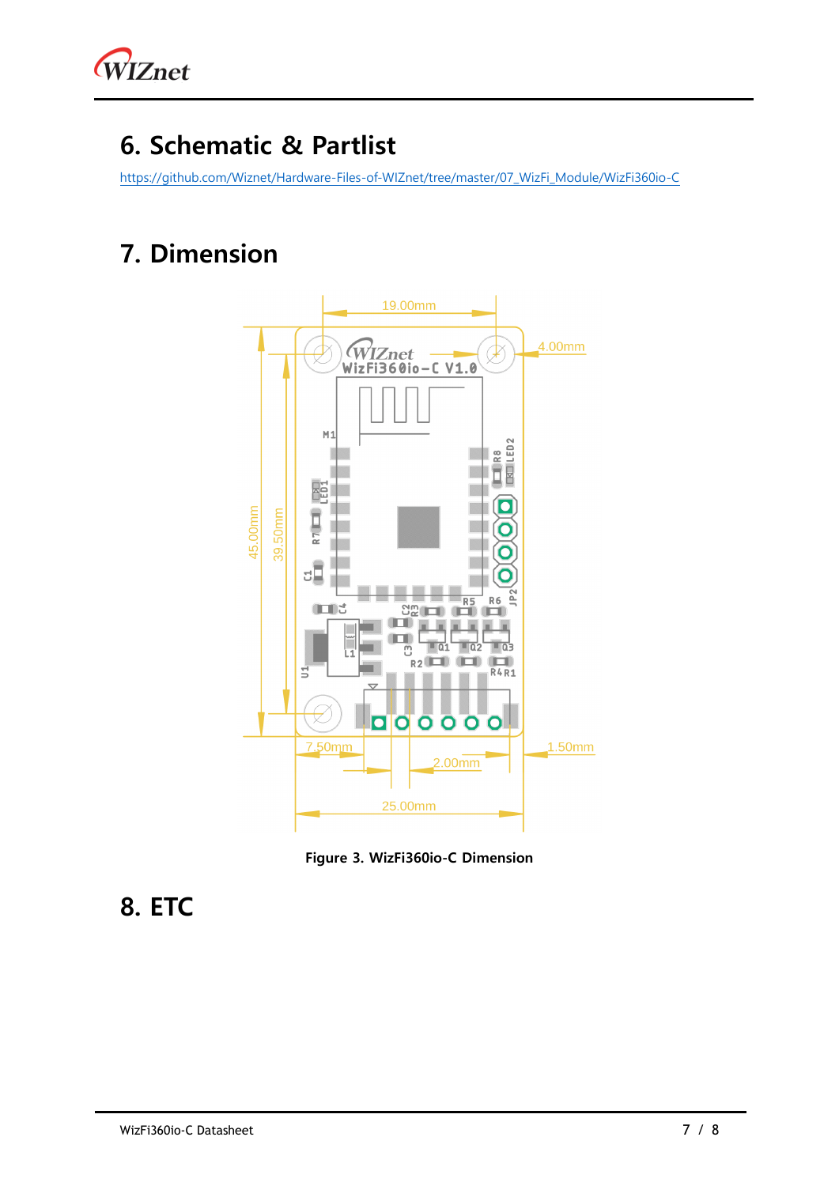# 6. Schematic & Partlist

https://github.com/Wiznet/Hardware-Files-of-WIZnet/tree/master/07_WizFi_Module/WizFi360io-C

# 7. Dimension

19.00mm

4.00mm

45.00mm

39.50mm

7.50mm

1.50mm

2.00mm

25.00mm

**Figure 3. WizFi360io-C Dimension**

# 8. ETC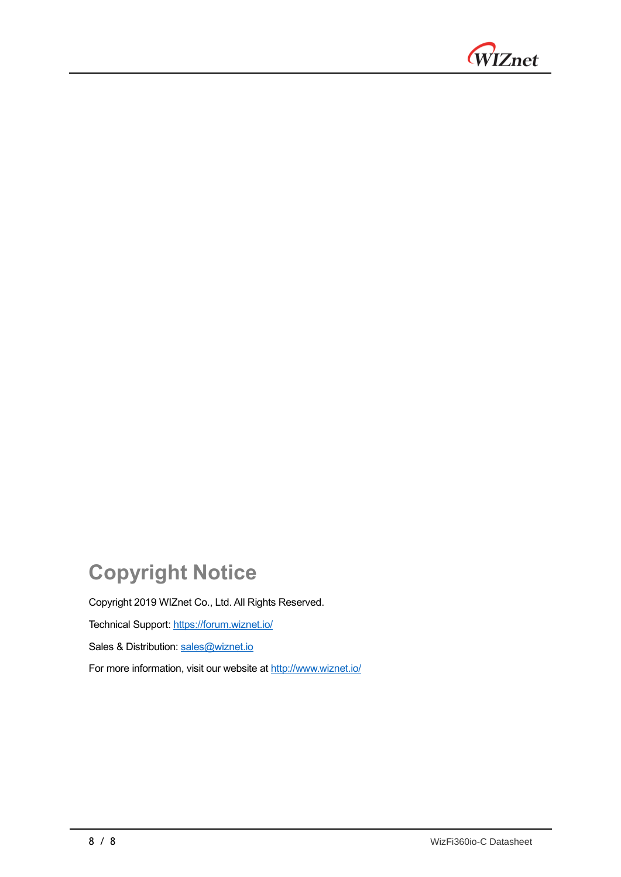# Copyright Notice

Copyright 2019 WIZnet Co., Ltd. All Rights Reserved.

Technical Support: https://forum.wiznet.io/

Sales & Distribution: sales@wiznet.io

For more information, visit our website at http://www.wiznet.io/